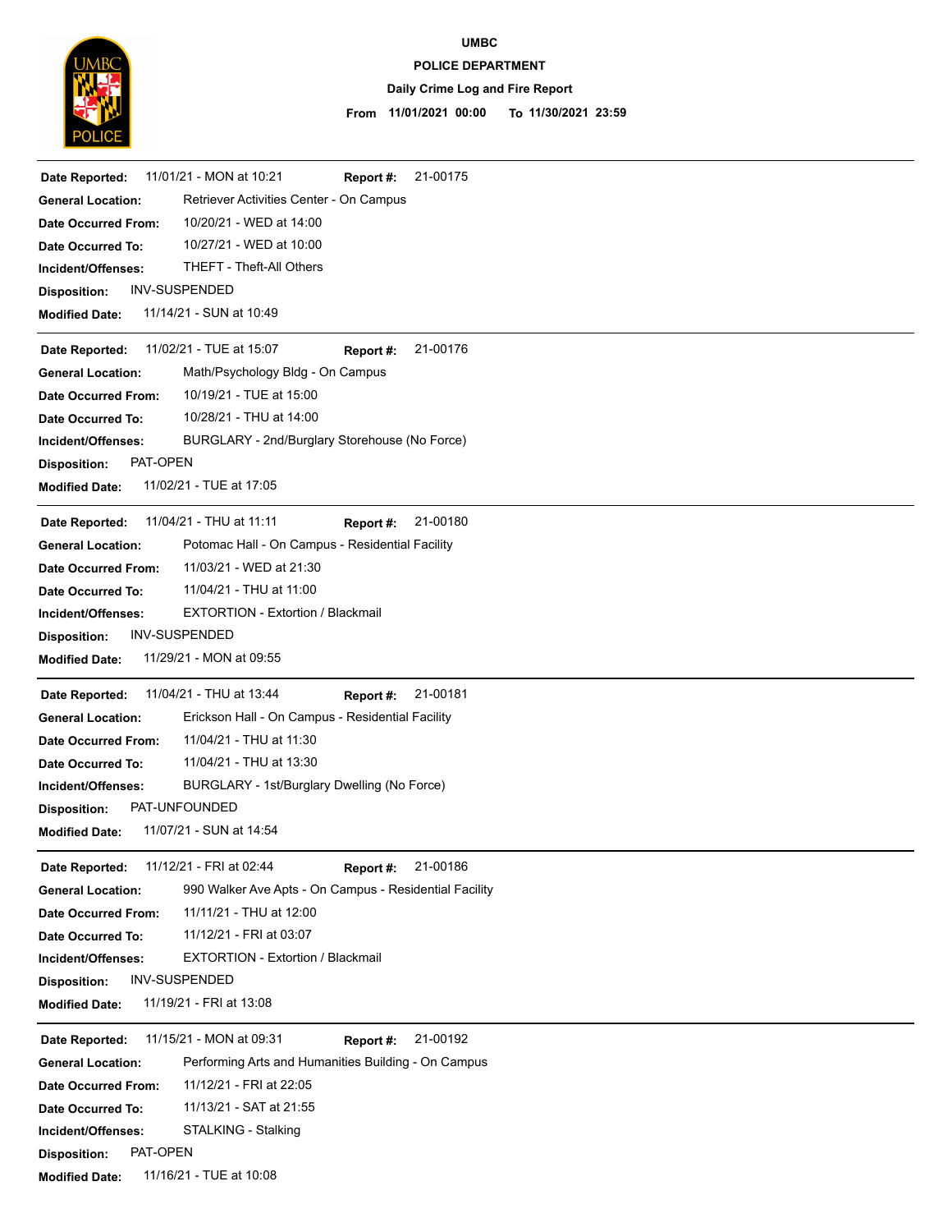# UMBC

## POLICE DEPARTMENT

### Daily Crime Log and Fire Report

**From** 11/01/2021 00:00 **To** 11/30/2021 23:59

---

**Date Reported:** 11/01/21 - MON at 10:21 **Report #:** 21-00175
**General Location:** Retriever Activities Center - On Campus
**Date Occurred From:** 10/20/21 - WED at 14:00
**Date Occurred To:** 10/27/21 - WED at 10:00
**Incident/Offenses:** THEFT - Theft-All Others
**Disposition:** INV-SUSPENDED
**Modified Date:** 11/14/21 - SUN at 10:49

---

**Date Reported:** 11/02/21 - TUE at 15:07 **Report #:** 21-00176
**General Location:** Math/Psychology Bldg - On Campus
**Date Occurred From:** 10/19/21 - TUE at 15:00
**Date Occurred To:** 10/28/21 - THU at 14:00
**Incident/Offenses:** BURGLARY - 2nd/Burglary Storehouse (No Force)
**Disposition:** PAT-OPEN
**Modified Date:** 11/02/21 - TUE at 17:05

---

**Date Reported:** 11/04/21 - THU at 11:11 **Report #:** 21-00180
**General Location:** Potomac Hall - On Campus - Residential Facility
**Date Occurred From:** 11/03/21 - WED at 21:30
**Date Occurred To:** 11/04/21 - THU at 11:00
**Incident/Offenses:** EXTORTION - Extortion / Blackmail
**Disposition:** INV-SUSPENDED
**Modified Date:** 11/29/21 - MON at 09:55

---

**Date Reported:** 11/04/21 - THU at 13:44 **Report #:** 21-00181
**General Location:** Erickson Hall - On Campus - Residential Facility
**Date Occurred From:** 11/04/21 - THU at 11:30
**Date Occurred To:** 11/04/21 - THU at 13:30
**Incident/Offenses:** BURGLARY - 1st/Burglary Dwelling (No Force)
**Disposition:** PAT-UNFOUNDED
**Modified Date:** 11/07/21 - SUN at 14:54

---

**Date Reported:** 11/12/21 - FRI at 02:44 **Report #:** 21-00186
**General Location:** 990 Walker Ave Apts - On Campus - Residential Facility
**Date Occurred From:** 11/11/21 - THU at 12:00
**Date Occurred To:** 11/12/21 - FRI at 03:07
**Incident/Offenses:** EXTORTION - Extortion / Blackmail
**Disposition:** INV-SUSPENDED
**Modified Date:** 11/19/21 - FRI at 13:08

---

**Date Reported:** 11/15/21 - MON at 09:31 **Report #:** 21-00192
**General Location:** Performing Arts and Humanities Building - On Campus
**Date Occurred From:** 11/12/21 - FRI at 22:05
**Date Occurred To:** 11/13/21 - SAT at 21:55
**Incident/Offenses:** STALKING - Stalking
**Disposition:** PAT-OPEN
**Modified Date:** 11/16/21 - TUE at 10:08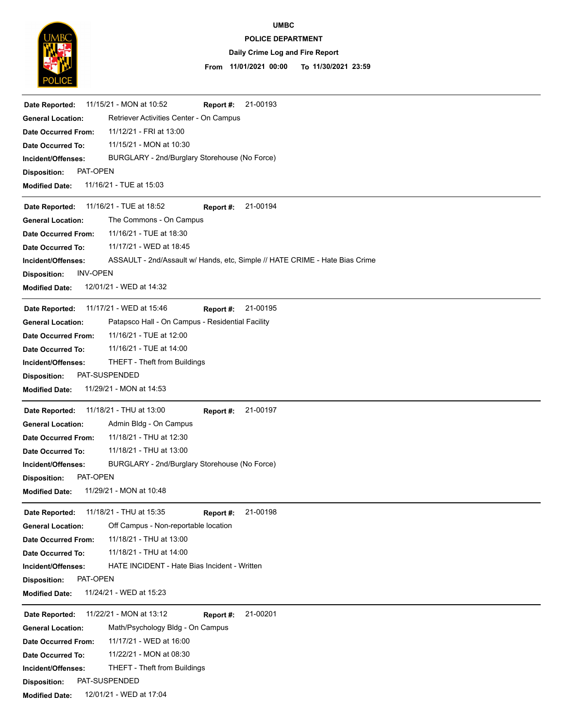**UMBC**

**POLICE DEPARTMENT**

**Daily Crime Log and Fire Report**

**From 11/01/2021 00:00 To 11/30/2021 23:59**

---

**Date Reported:** 11/15/21 - MON at 10:52 **Report #:** 21-00193
**General Location:** Retriever Activities Center - On Campus
**Date Occurred From:** 11/12/21 - FRI at 13:00
**Date Occurred To:** 11/15/21 - MON at 10:30
**Incident/Offenses:** BURGLARY - 2nd/Burglary Storehouse (No Force)
**Disposition:** PAT-OPEN
**Modified Date:** 11/16/21 - TUE at 15:03

---

**Date Reported:** 11/16/21 - TUE at 18:52 **Report #:** 21-00194
**General Location:** The Commons - On Campus
**Date Occurred From:** 11/16/21 - TUE at 18:30
**Date Occurred To:** 11/17/21 - WED at 18:45
**Incident/Offenses:** ASSAULT - 2nd/Assault w/ Hands, etc, Simple // HATE CRIME - Hate Bias Crime
**Disposition:** INV-OPEN
**Modified Date:** 12/01/21 - WED at 14:32

---

**Date Reported:** 11/17/21 - WED at 15:46 **Report #:** 21-00195
**General Location:** Patapsco Hall - On Campus - Residential Facility
**Date Occurred From:** 11/16/21 - TUE at 12:00
**Date Occurred To:** 11/16/21 - TUE at 14:00
**Incident/Offenses:** THEFT - Theft from Buildings
**Disposition:** PAT-SUSPENDED
**Modified Date:** 11/29/21 - MON at 14:53

---

**Date Reported:** 11/18/21 - THU at 13:00 **Report #:** 21-00197
**General Location:** Admin Bldg - On Campus
**Date Occurred From:** 11/18/21 - THU at 12:30
**Date Occurred To:** 11/18/21 - THU at 13:00
**Incident/Offenses:** BURGLARY - 2nd/Burglary Storehouse (No Force)
**Disposition:** PAT-OPEN
**Modified Date:** 11/29/21 - MON at 10:48

---

**Date Reported:** 11/18/21 - THU at 15:35 **Report #:** 21-00198
**General Location:** Off Campus - Non-reportable location
**Date Occurred From:** 11/18/21 - THU at 13:00
**Date Occurred To:** 11/18/21 - THU at 14:00
**Incident/Offenses:** HATE INCIDENT - Hate Bias Incident - Written
**Disposition:** PAT-OPEN
**Modified Date:** 11/24/21 - WED at 15:23

---

**Date Reported:** 11/22/21 - MON at 13:12 **Report #:** 21-00201
**General Location:** Math/Psychology Bldg - On Campus
**Date Occurred From:** 11/17/21 - WED at 16:00
**Date Occurred To:** 11/22/21 - MON at 08:30
**Incident/Offenses:** THEFT - Theft from Buildings
**Disposition:** PAT-SUSPENDED
**Modified Date:** 12/01/21 - WED at 17:04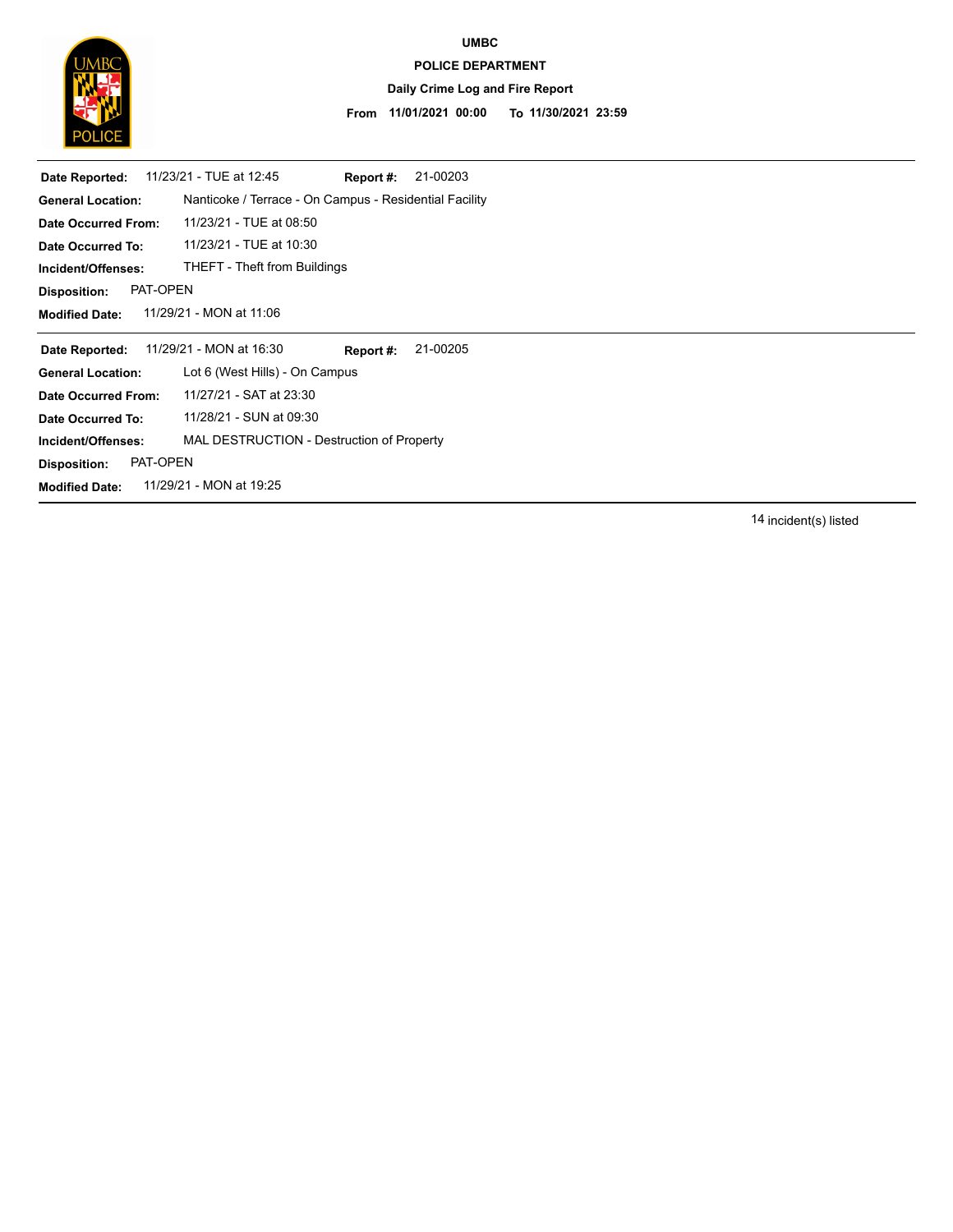**UMBC**

**POLICE DEPARTMENT**

**Daily Crime Log and Fire Report**

**From 11/01/2021 00:00 To 11/30/2021 23:59**

---

**Date Reported:** 11/23/21 - TUE at 12:45 **Report #:** 21-00203

**General Location:** Nanticoke / Terrace - On Campus - Residential Facility

**Date Occurred From:** 11/23/21 - TUE at 08:50

**Date Occurred To:** 11/23/21 - TUE at 10:30

**Incident/Offenses:** THEFT - Theft from Buildings

**Disposition:** PAT-OPEN

**Modified Date:** 11/29/21 - MON at 11:06

---

**Date Reported:** 11/29/21 - MON at 16:30 **Report #:** 21-00205

**General Location:** Lot 6 (West Hills) - On Campus

**Date Occurred From:** 11/27/21 - SAT at 23:30

**Date Occurred To:** 11/28/21 - SUN at 09:30

**Incident/Offenses:** MAL DESTRUCTION - Destruction of Property

**Disposition:** PAT-OPEN

**Modified Date:** 11/29/21 - MON at 19:25

---

14 incident(s) listed